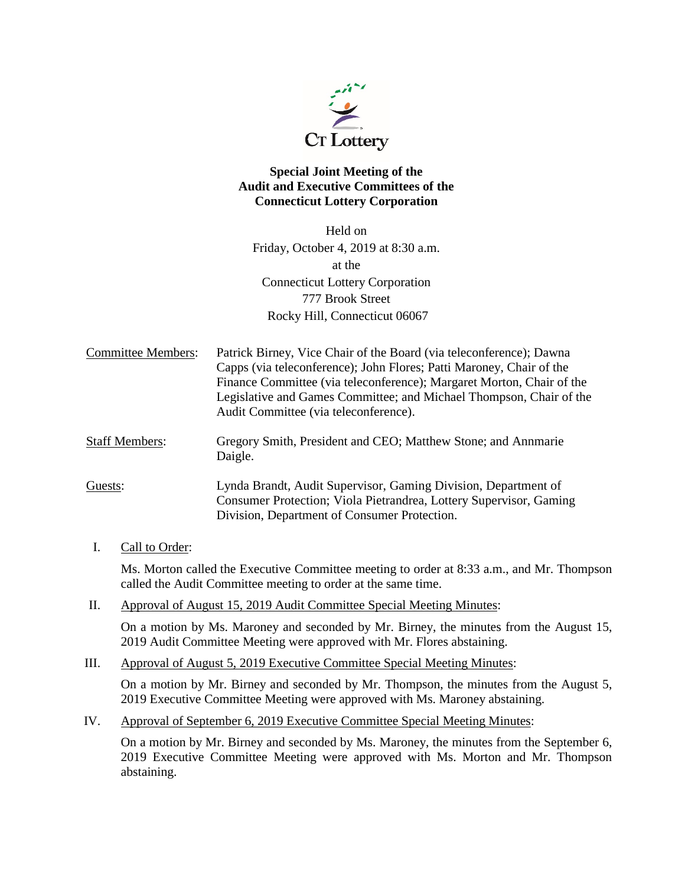**Special Joint Meeting of the**
**Audit and Executive Committees of the**
**Connecticut Lottery Corporation**

Held on
Friday, October 4, 2019 at 8:30 a.m.
at the
Connecticut Lottery Corporation
777 Brook Street
Rocky Hill, Connecticut 06067

Committee Members: Patrick Birney, Vice Chair of the Board (via teleconference); Dawna Capps (via teleconference); John Flores; Patti Maroney, Chair of the Finance Committee (via teleconference); Margaret Morton, Chair of the Legislative and Games Committee; and Michael Thompson, Chair of the Audit Committee (via teleconference).

Staff Members: Gregory Smith, President and CEO; Matthew Stone; and Annmarie Daigle.

Guests: Lynda Brandt, Audit Supervisor, Gaming Division, Department of Consumer Protection; Viola Pietrandrea, Lottery Supervisor, Gaming Division, Department of Consumer Protection.

I. Call to Order:

Ms. Morton called the Executive Committee meeting to order at 8:33 a.m., and Mr. Thompson called the Audit Committee meeting to order at the same time.

II. Approval of August 15, 2019 Audit Committee Special Meeting Minutes:

On a motion by Ms. Maroney and seconded by Mr. Birney, the minutes from the August 15, 2019 Audit Committee Meeting were approved with Mr. Flores abstaining.

III. Approval of August 5, 2019 Executive Committee Special Meeting Minutes:

On a motion by Mr. Birney and seconded by Mr. Thompson, the minutes from the August 5, 2019 Executive Committee Meeting were approved with Ms. Maroney abstaining.

IV. Approval of September 6, 2019 Executive Committee Special Meeting Minutes:

On a motion by Mr. Birney and seconded by Ms. Maroney, the minutes from the September 6, 2019 Executive Committee Meeting were approved with Ms. Morton and Mr. Thompson abstaining.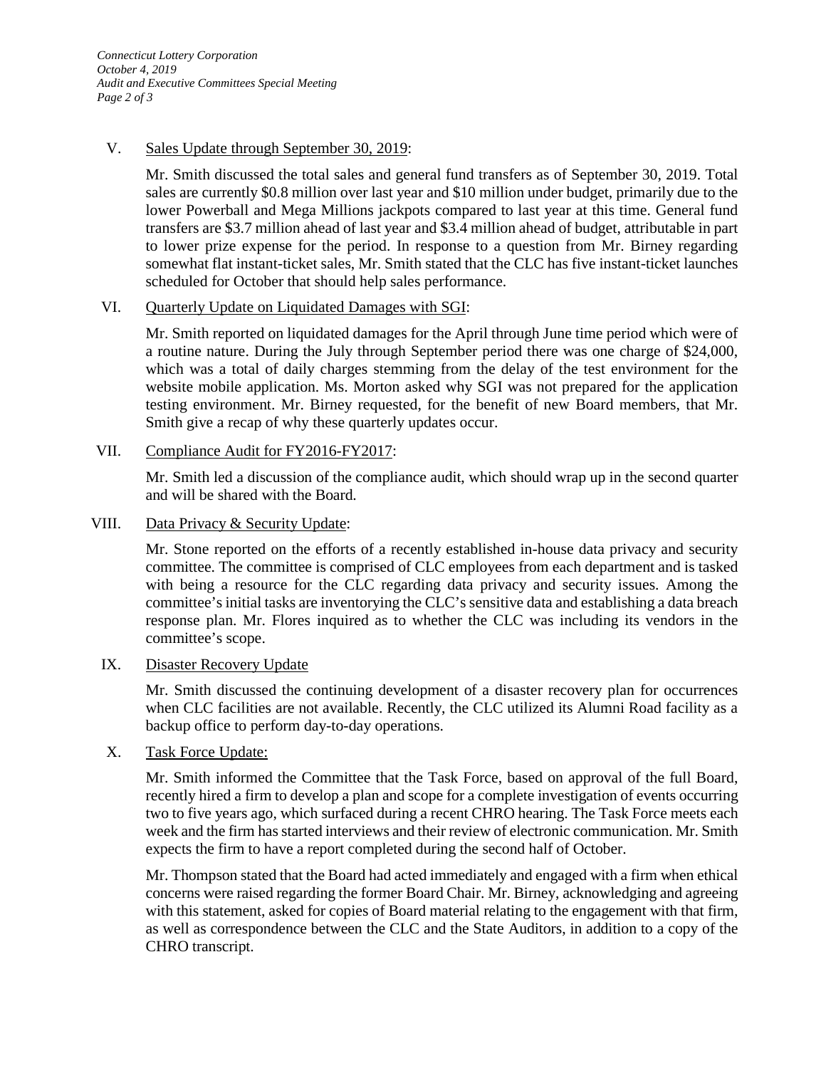V. <u>Sales Update through September 30, 2019</u>:

Mr. Smith discussed the total sales and general fund transfers as of September 30, 2019. Total sales are currently $0.8 million over last year and $10 million under budget, primarily due to the lower Powerball and Mega Millions jackpots compared to last year at this time. General fund transfers are $3.7 million ahead of last year and $3.4 million ahead of budget, attributable in part to lower prize expense for the period. In response to a question from Mr. Birney regarding somewhat flat instant-ticket sales, Mr. Smith stated that the CLC has five instant-ticket launches scheduled for October that should help sales performance.

VI. <u>Quarterly Update on Liquidated Damages with SGI</u>:

Mr. Smith reported on liquidated damages for the April through June time period which were of a routine nature. During the July through September period there was one charge of $24,000, which was a total of daily charges stemming from the delay of the test environment for the website mobile application. Ms. Morton asked why SGI was not prepared for the application testing environment. Mr. Birney requested, for the benefit of new Board members, that Mr. Smith give a recap of why these quarterly updates occur.

VII. <u>Compliance Audit for FY2016-FY2017</u>:

Mr. Smith led a discussion of the compliance audit, which should wrap up in the second quarter and will be shared with the Board.

VIII. <u>Data Privacy & Security Update</u>:

Mr. Stone reported on the efforts of a recently established in-house data privacy and security committee. The committee is comprised of CLC employees from each department and is tasked with being a resource for the CLC regarding data privacy and security issues. Among the committee's initial tasks are inventorying the CLC's sensitive data and establishing a data breach response plan. Mr. Flores inquired as to whether the CLC was including its vendors in the committee's scope.

IX. <u>Disaster Recovery Update</u>

Mr. Smith discussed the continuing development of a disaster recovery plan for occurrences when CLC facilities are not available. Recently, the CLC utilized its Alumni Road facility as a backup office to perform day-to-day operations.

X. <u>Task Force Update:</u>

Mr. Smith informed the Committee that the Task Force, based on approval of the full Board, recently hired a firm to develop a plan and scope for a complete investigation of events occurring two to five years ago, which surfaced during a recent CHRO hearing. The Task Force meets each week and the firm has started interviews and their review of electronic communication. Mr. Smith expects the firm to have a report completed during the second half of October.

Mr. Thompson stated that the Board had acted immediately and engaged with a firm when ethical concerns were raised regarding the former Board Chair. Mr. Birney, acknowledging and agreeing with this statement, asked for copies of Board material relating to the engagement with that firm, as well as correspondence between the CLC and the State Auditors, in addition to a copy of the CHRO transcript.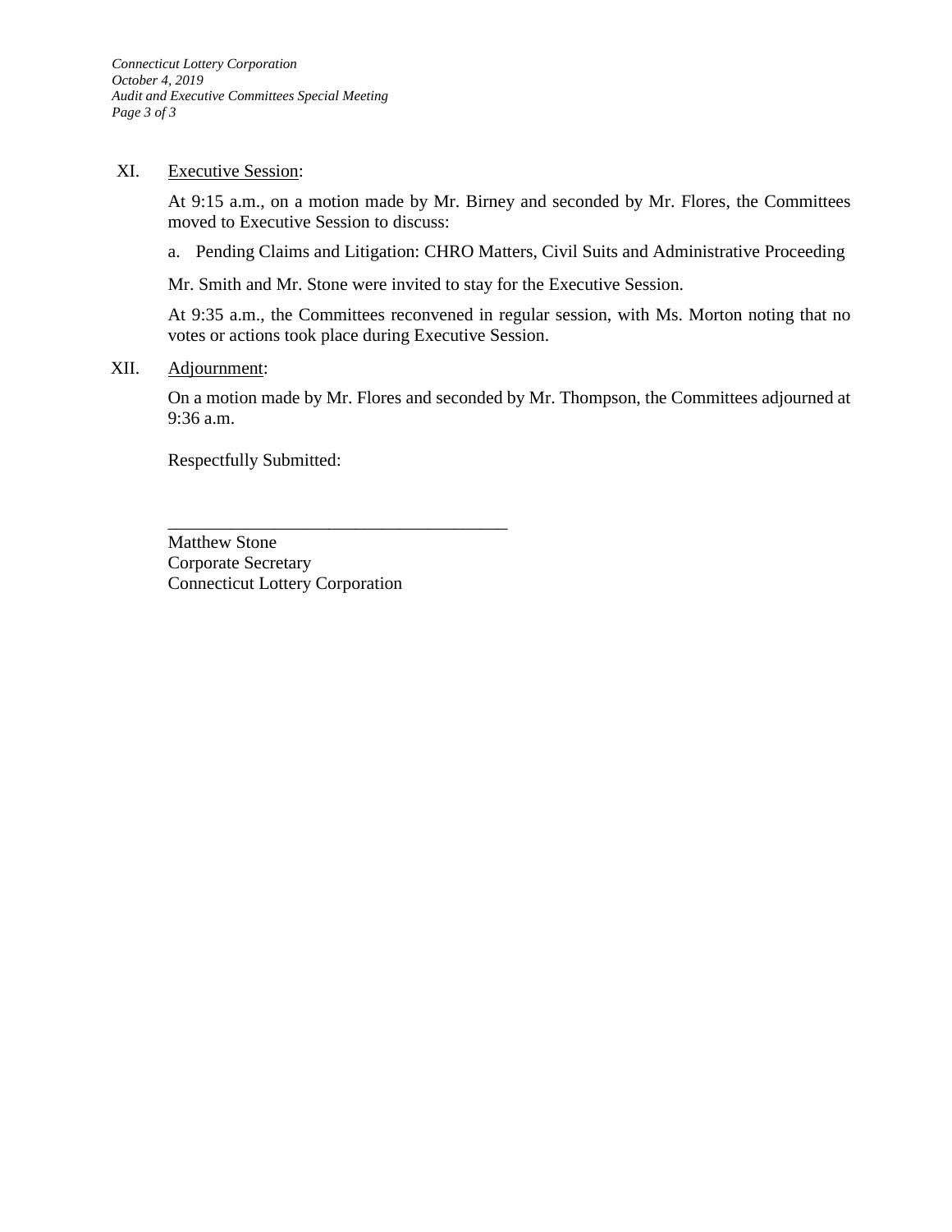XI. Executive Session:

At 9:15 a.m., on a motion made by Mr. Birney and seconded by Mr. Flores, the Committees moved to Executive Session to discuss:

a. Pending Claims and Litigation: CHRO Matters, Civil Suits and Administrative Proceeding

Mr. Smith and Mr. Stone were invited to stay for the Executive Session.

At 9:35 a.m., the Committees reconvened in regular session, with Ms. Morton noting that no votes or actions took place during Executive Session.

XII. Adjournment:

On a motion made by Mr. Flores and seconded by Mr. Thompson, the Committees adjourned at 9:36 a.m.

Respectfully Submitted:

______________________________________

Matthew Stone
Corporate Secretary
Connecticut Lottery Corporation